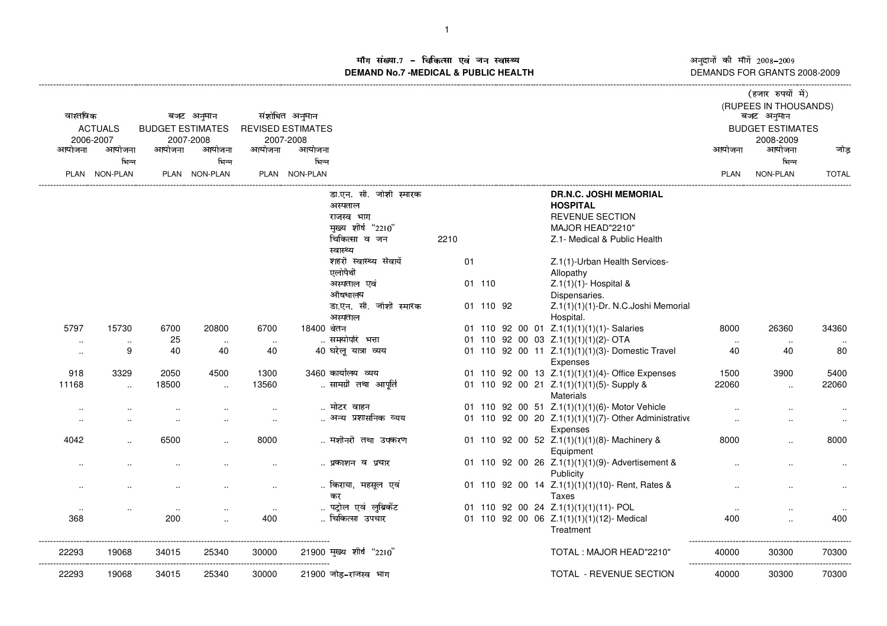# माँग संख्या.7 - चिकित्सा एवं जन स्वास्थ्य
# DEMAND No.7 -MEDICAL & PUBLIC HEALTH

अनुदानों की माँगें 2008-2009
DEMANDS FOR GRANTS 2008-2009

(हजार रुपयों में)
(RUPEES IN THOUSANDS)

| वास्तविक ACTUALS 2006-2007 | | बजट अनुमान BUDGET ESTIMATES 2007-2008 | | संशोधित अनुमान REVISED ESTIMATES 2007-2008 | | | | | बजट अनुमान BUDGET ESTIMATES 2008-2009 | | |
|---|---|---|---|---|---|---|---|---|---|---|---|
| आयोजना PLAN | आयोजना भिन्न NON-PLAN | आयोजना PLAN | आयोजना भिन्न NON-PLAN | आयोजना PLAN | आयोजना भिन्न NON-PLAN | | | | आयोजना PLAN | आयोजना भिन्न NON-PLAN | जोड़ TOTAL |
| | | | | | | डा.एन. सी. जोशी स्मारक अस्पताल राजस्व भाग मुख्य शीर्ष "2210" | | **DR.N.C. JOSHI MEMORIAL HOSPITAL** REVENUE SECTION MAJOR HEAD"2210" | | | |
| | | | | | | चिकित्सा व जन स्वास्थ्य | 2210 | Z.1- Medical & Public Health | | | |
| | | | | | | शहरी स्वास्थ्य सेवायें एलोपैथी | 01 | Z.1(1)-Urban Health Services-Allopathy | | | |
| | | | | | | अस्पताल एवं औषधालय | 01 110 | Z.1(1)(1)- Hospital & Dispensaries. | | | |
| | | | | | | डा.एन. सी. जोशी स्मारक अस्पताल | 01 110 92 | Z.1(1)(1)(1)-Dr. N.C.Joshi Memorial Hospital. | | | |
| 5797 | 15730 | 6700 | 20800 | 6700 | 18400 | वेतन | 01 110 92 00 01 | Z.1(1)(1)(1)(1)- Salaries | 8000 | 26360 | 34360 |
| .. | .. | 25 | .. | .. | .. | समयोपरि भत्ता | 01 110 92 00 03 | Z.1(1)(1)(1)(2)- OTA | .. | .. | .. |
| .. | 9 | 40 | 40 | 40 | 40 | घरेलू यात्रा व्यय | 01 110 92 00 11 | Z.1(1)(1)(1)(3)- Domestic Travel Expenses | 40 | 40 | 80 |
| 918 | 3329 | 2050 | 4500 | 1300 | 3460 | कार्यालय व्यय | 01 110 92 00 13 | Z.1(1)(1)(1)(4)- Office Expenses | 1500 | 3900 | 5400 |
| 11168 | .. | 18500 | .. | 13560 | .. | सामग्री तथा आपूर्ति | 01 110 92 00 21 | Z.1(1)(1)(1)(5)- Supply & Materials | 22060 | .. | 22060 |
| .. | .. | .. | .. | .. | .. | मोटर वाहन | 01 110 92 00 51 | Z.1(1)(1)(1)(6)- Motor Vehicle | .. | .. | .. |
| .. | .. | .. | .. | .. | .. | अन्य प्रशासनिक व्यय | 01 110 92 00 20 | Z.1(1)(1)(1)(7)- Other Administrative Expenses | .. | .. | .. |
| 4042 | .. | 6500 | .. | 8000 | .. | मशीनरी तथा उपकरण | 01 110 92 00 52 | Z.1(1)(1)(1)(8)- Machinery & Equipment | 8000 | .. | 8000 |
| .. | .. | .. | .. | .. | .. | प्रकाशन व प्रचार | 01 110 92 00 26 | Z.1(1)(1)(1)(9)- Advertisement & Publicity | .. | .. | .. |
| .. | .. | .. | .. | .. | .. | किराया, महसूल एवं कर | 01 110 92 00 14 | Z.1(1)(1)(1)(10)- Rent, Rates & Taxes | .. | .. | .. |
| .. | .. | .. | .. | .. | .. | पट्रोल एवं लुब्रिकेंट | 01 110 92 00 24 | Z.1(1)(1)(1)(11)- POL | .. | .. | .. |
| 368 | | 200 | .. | 400 | .. | चिकित्सा उपचार | 01 110 92 00 06 | Z.1(1)(1)(1)(12)- Medical Treatment | 400 | .. | 400 |
| 22293 | 19068 | 34015 | 25340 | 30000 | 21900 | मुख्य शीर्ष "2210" | | TOTAL : MAJOR HEAD"2210" | 40000 | 30300 | 70300 |
| 22293 | 19068 | 34015 | 25340 | 30000 | 21900 | जोड़-राजस्व भाग | | TOTAL - REVENUE SECTION | 40000 | 30300 | 70300 |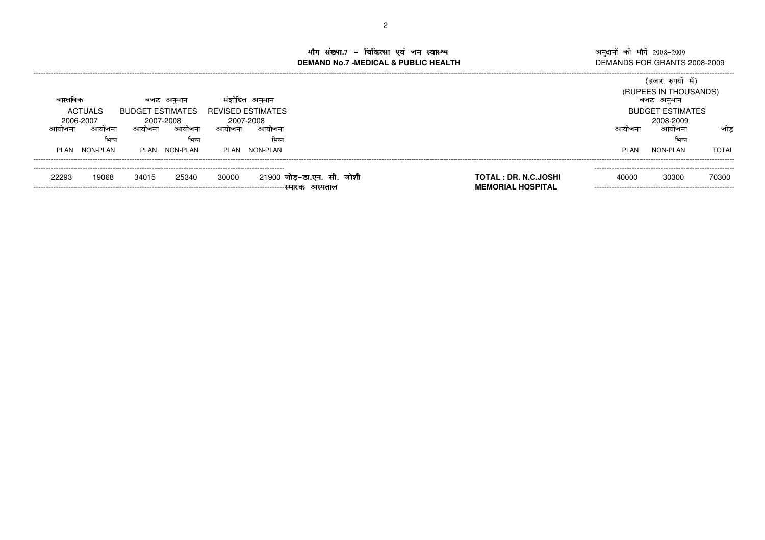**माँग संख्या.7 – चिकित्सा एवं जन स्वास्थ्य**
**DEMAND No.7 -MEDICAL & PUBLIC HEALTH**

अनुदानों की माँगें 2008–2009
DEMANDS FOR GRANTS 2008-2009

(हजार रुपयों में)
(RUPEES IN THOUSANDS)

| वास्तविक ACTUALS 2006-2007 | | बजट अनुमान BUDGET ESTIMATES 2007-2008 | | संशोधित अनुमान REVISED ESTIMATES 2007-2008 | | | | बजट अनुमान BUDGET ESTIMATES 2008-2009 | | |
|---|---|---|---|---|---|---|---|---|---|---|
| आयोजना PLAN | आयोजना भिन्न NON-PLAN | आयोजना PLAN | आयोजना भिन्न NON-PLAN | आयोजना PLAN | आयोजना भिन्न NON-PLAN | | | आयोजना PLAN | आयोजना भिन्न NON-PLAN | जोड़ TOTAL |
| 22293 | 19068 | 34015 | 25340 | 30000 | 21900 | **जोड़–डा.एन. सी. जोशी स्मारक अस्पताल** | **TOTAL : DR. N.C.JOSHI MEMORIAL HOSPITAL** | 40000 | 30300 | 70300 |